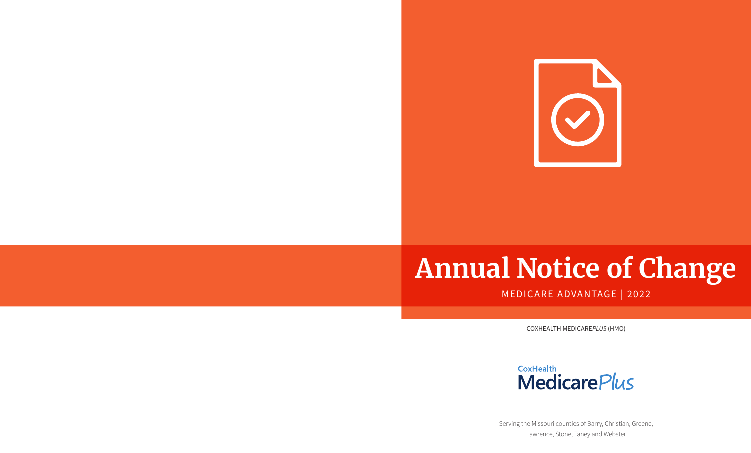# Annual Notice of Change

MEDICARE ADVANTAGE | 2022

COXHEALTH MEDICARE*PLUS* (HMO)

CoxHealth MedicarePlus

Serving the Missouri counties of Barry, Christian, Greene, Lawrence, Stone, Taney and Webster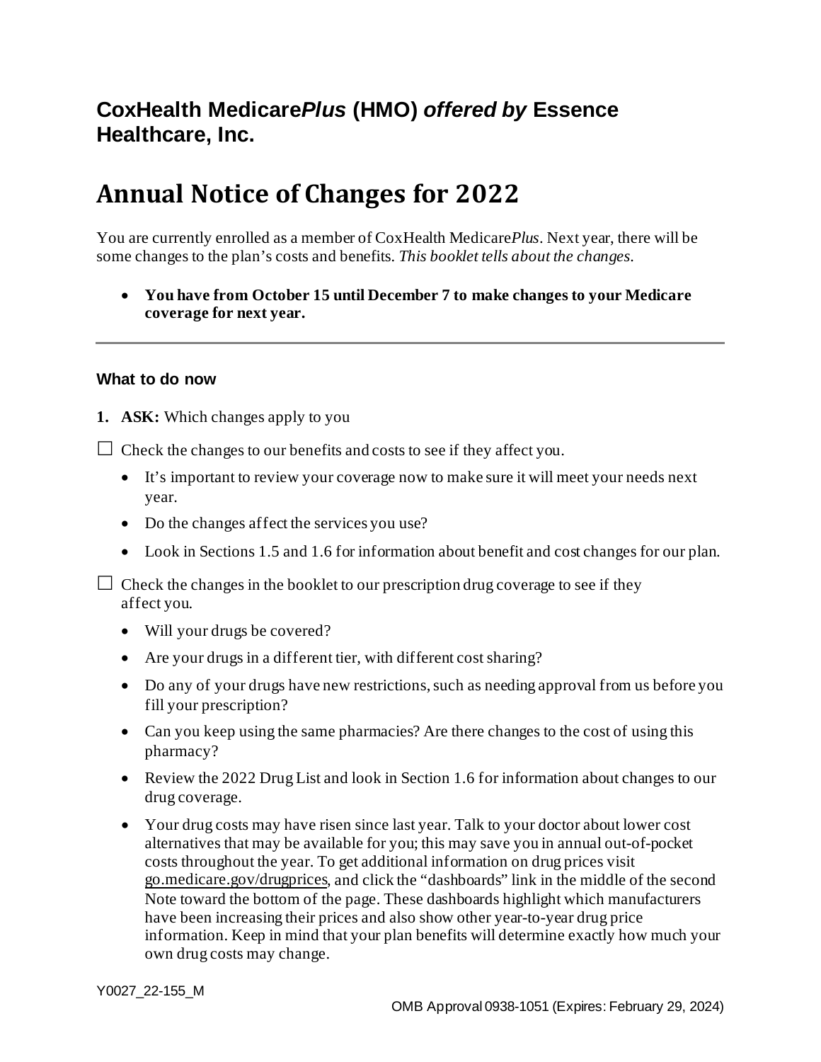## CoxHealth Medicare*Plus* (HMO) *offered by* Essence Healthcare, Inc.

# Annual Notice of Changes for 2022

You are currently enrolled as a member of CoxHealth Medicare*Plus*. Next year, there will be some changes to the plan's costs and benefits. *This booklet tells about the changes.*

- **You have from October 15 until December 7 to make changes to your Medicare coverage for next year.**

---

### What to do now

**1. ASK:** Which changes apply to you

☐ Check the changes to our benefits and costs to see if they affect you.

- It's important to review your coverage now to make sure it will meet your needs next year.
- Do the changes affect the services you use?
- Look in Sections 1.5 and 1.6 for information about benefit and cost changes for our plan.

☐ Check the changes in the booklet to our prescription drug coverage to see if they affect you.

- Will your drugs be covered?
- Are your drugs in a different tier, with different cost sharing?
- Do any of your drugs have new restrictions, such as needing approval from us before you fill your prescription?
- Can you keep using the same pharmacies? Are there changes to the cost of using this pharmacy?
- Review the 2022 Drug List and look in Section 1.6 for information about changes to our drug coverage.
- Your drug costs may have risen since last year. Talk to your doctor about lower cost alternatives that may be available for you; this may save you in annual out-of-pocket costs throughout the year. To get additional information on drug prices visit go.medicare.gov/drugprices, and click the "dashboards" link in the middle of the second Note toward the bottom of the page. These dashboards highlight which manufacturers have been increasing their prices and also show other year-to-year drug price information. Keep in mind that your plan benefits will determine exactly how much your own drug costs may change.

Y0027_22-155_M

OMB Approval 0938-1051 (Expires: February 29, 2024)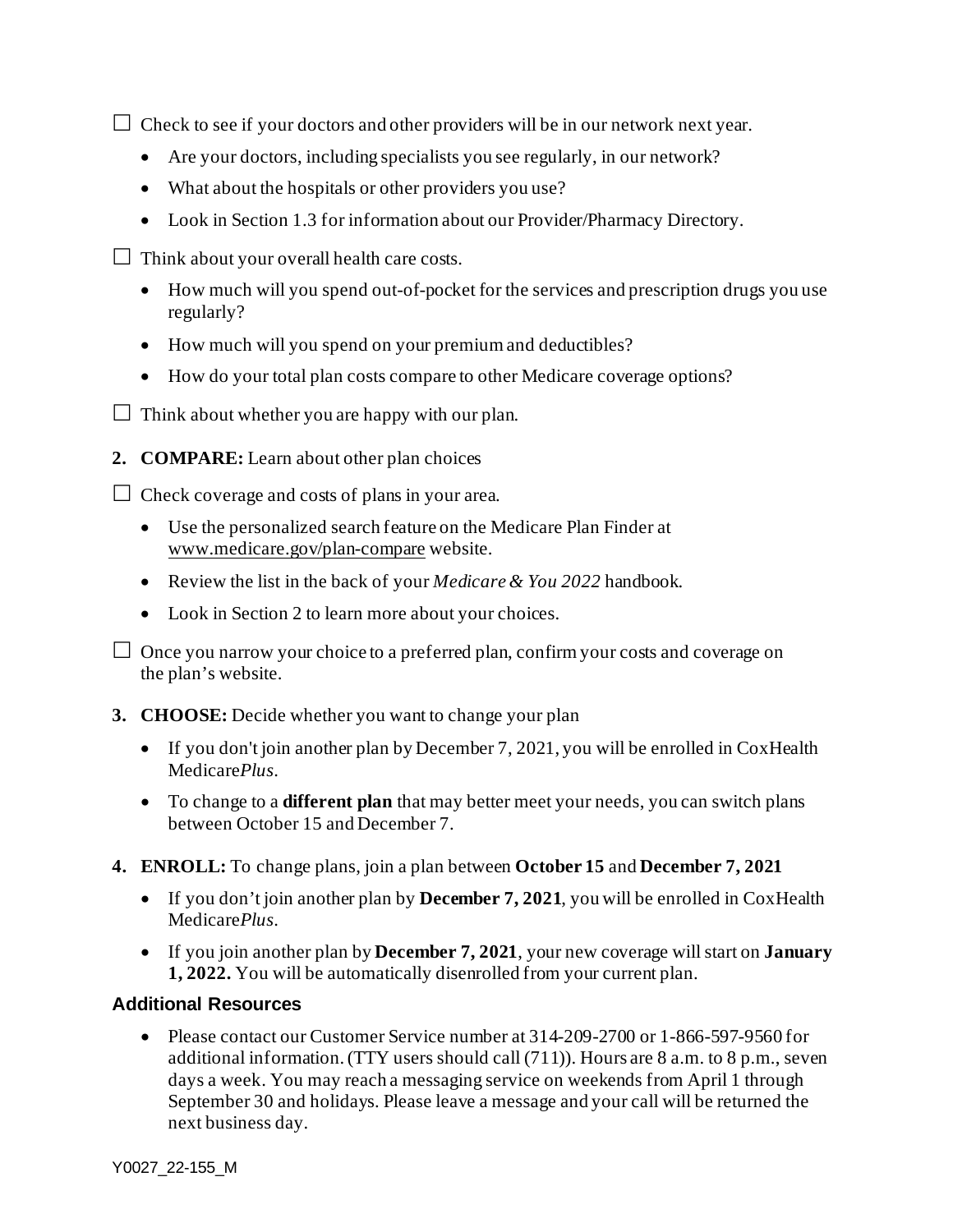☐ Check to see if your doctors and other providers will be in our network next year.

- Are your doctors, including specialists you see regularly, in our network?
- What about the hospitals or other providers you use?
- Look in Section 1.3 for information about our Provider/Pharmacy Directory.

☐ Think about your overall health care costs.

- How much will you spend out-of-pocket for the services and prescription drugs you use regularly?
- How much will you spend on your premium and deductibles?
- How do your total plan costs compare to other Medicare coverage options?

☐ Think about whether you are happy with our plan.

2. **COMPARE:** Learn about other plan choices

☐ Check coverage and costs of plans in your area.

- Use the personalized search feature on the Medicare Plan Finder at www.medicare.gov/plan-compare website.
- Review the list in the back of your *Medicare & You 2022* handbook.
- Look in Section 2 to learn more about your choices.

☐ Once you narrow your choice to a preferred plan, confirm your costs and coverage on the plan's website.

3. **CHOOSE:** Decide whether you want to change your plan
   - If you don't join another plan by December 7, 2021, you will be enrolled in CoxHealth Medicare*Plus*.
   - To change to a **different plan** that may better meet your needs, you can switch plans between October 15 and December 7.

4. **ENROLL:** To change plans, join a plan between **October 15** and **December 7, 2021**
   - If you don't join another plan by **December 7, 2021**, you will be enrolled in CoxHealth Medicare*Plus*.
   - If you join another plan by **December 7, 2021**, your new coverage will start on **January 1, 2022.** You will be automatically disenrolled from your current plan.

### Additional Resources

- Please contact our Customer Service number at 314-209-2700 or 1-866-597-9560 for additional information. (TTY users should call (711)). Hours are 8 a.m. to 8 p.m., seven days a week. You may reach a messaging service on weekends from April 1 through September 30 and holidays. Please leave a message and your call will be returned the next business day.

Y0027_22-155_M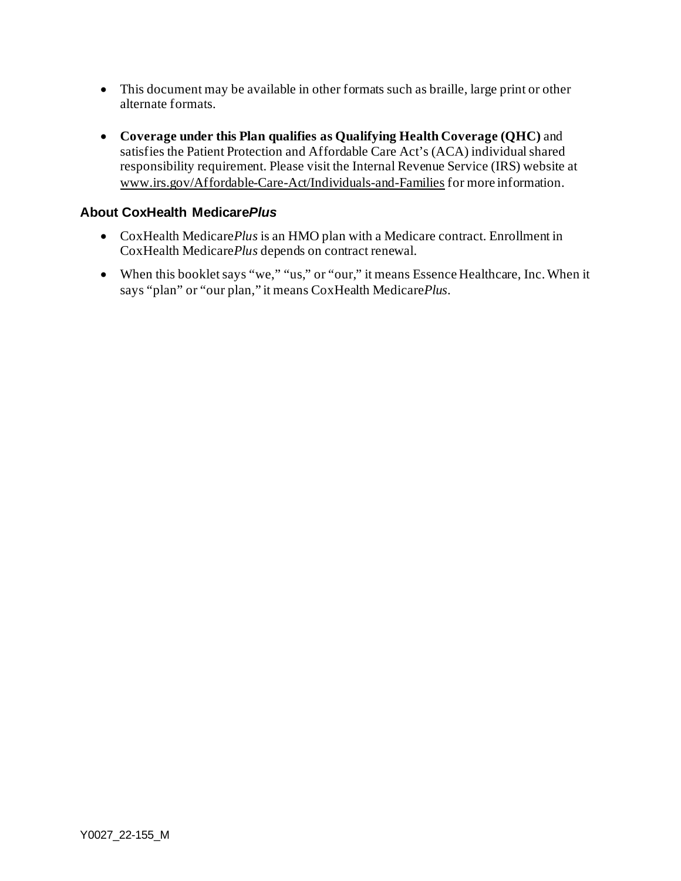- This document may be available in other formats such as braille, large print or other alternate formats.
- **Coverage under this Plan qualifies as Qualifying Health Coverage (QHC)** and satisfies the Patient Protection and Affordable Care Act's (ACA) individual shared responsibility requirement. Please visit the Internal Revenue Service (IRS) website at www.irs.gov/Affordable-Care-Act/Individuals-and-Families for more information.

### About CoxHealth Medicare*Plus*

- CoxHealth Medicare*Plus* is an HMO plan with a Medicare contract. Enrollment in CoxHealth Medicare*Plus* depends on contract renewal.
- When this booklet says "we," "us," or "our," it means Essence Healthcare, Inc. When it says "plan" or "our plan," it means CoxHealth Medicare*Plus*.

Y0027_22-155_M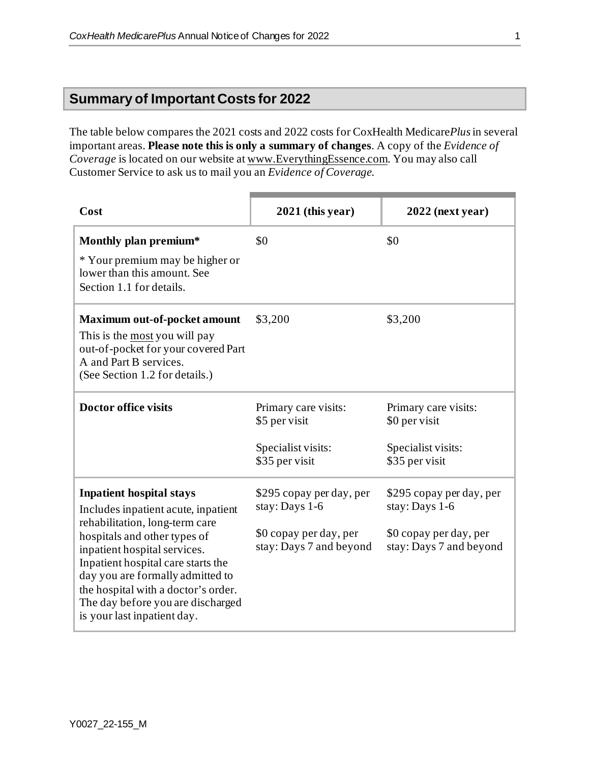## Summary of Important Costs for 2022

The table below compares the 2021 costs and 2022 costs for CoxHealth Medicare*Plus* in several important areas. **Please note this is only a summary of changes**. A copy of the *Evidence of Coverage* is located on our website at www.EverythingEssence.com. You may also call Customer Service to ask us to mail you an *Evidence of Coverage*.

| Cost | 2021 (this year) | 2022 (next year) |
|---|---|---|
| **Monthly plan premium***<br>* Your premium may be higher or lower than this amount. See Section 1.1 for details. | $0 | $0 |
| **Maximum out-of-pocket amount**<br>This is the <u>most</u> you will pay out-of-pocket for your covered Part A and Part B services.<br>(See Section 1.2 for details.) | $3,200 | $3,200 |
| **Doctor office visits** | Primary care visits:<br>$5 per visit<br><br>Specialist visits:<br>$35 per visit | Primary care visits:<br>$0 per visit<br><br>Specialist visits:<br>$35 per visit |
| **Inpatient hospital stays**<br>Includes inpatient acute, inpatient rehabilitation, long-term care hospitals and other types of inpatient hospital services. Inpatient hospital care starts the day you are formally admitted to the hospital with a doctor's order. The day before you are discharged is your last inpatient day. | $295 copay per day, per stay: Days 1-6<br><br>$0 copay per day, per stay: Days 7 and beyond | $295 copay per day, per stay: Days 1-6<br><br>$0 copay per day, per stay: Days 7 and beyond |

Y0027_22-155_M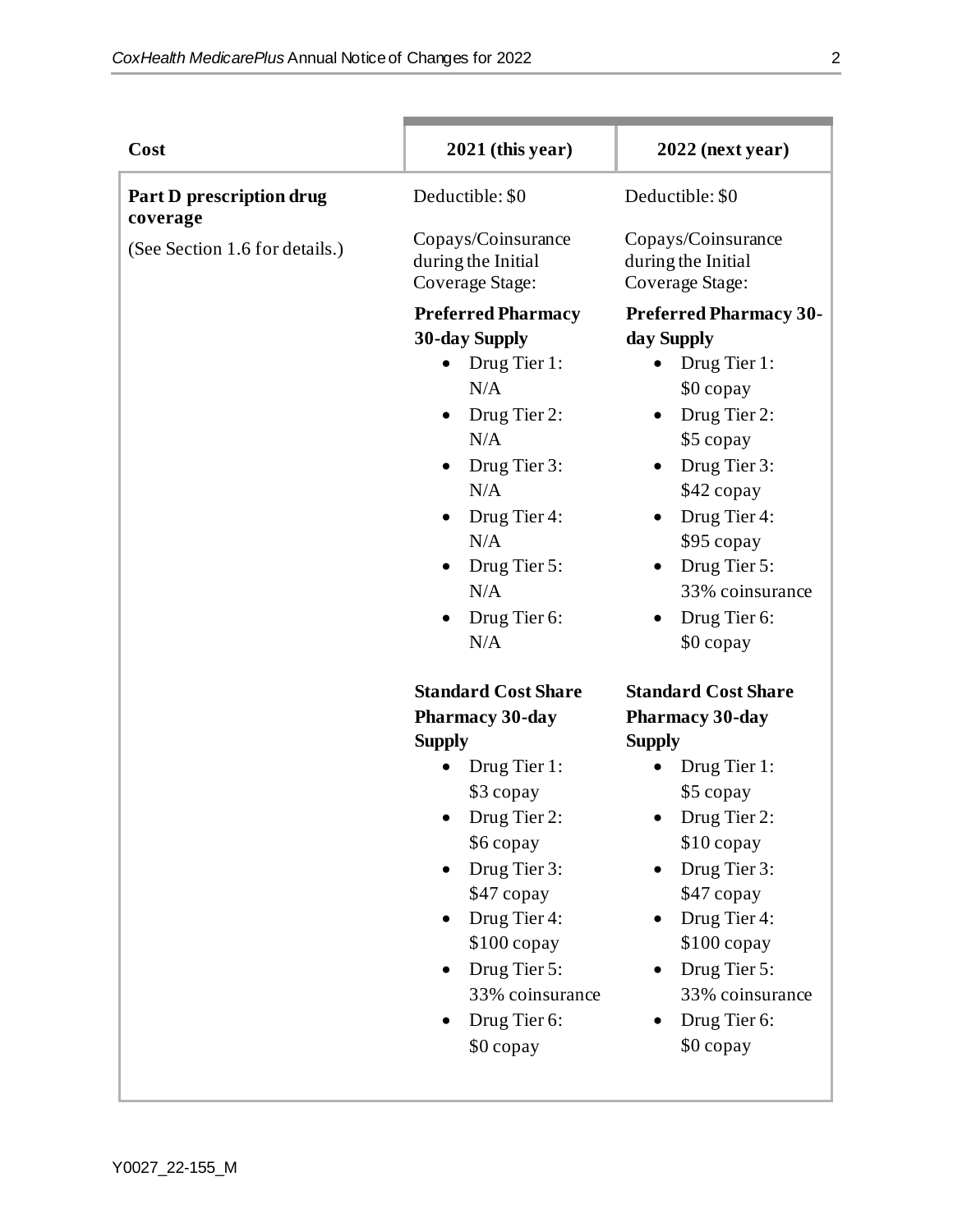| Cost | 2021 (this year) | 2022 (next year) |
|---|---|---|
| **Part D prescription drug coverage**<br>(See Section 1.6 for details.) | Deductible: $0<br><br>Copays/Coinsurance during the Initial Coverage Stage:<br><br>**Preferred Pharmacy 30-day Supply**<br>• Drug Tier 1: N/A<br>• Drug Tier 2: N/A<br>• Drug Tier 3: N/A<br>• Drug Tier 4: N/A<br>• Drug Tier 5: N/A<br>• Drug Tier 6: N/A<br><br>**Standard Cost Share Pharmacy 30-day Supply**<br>• Drug Tier 1: $3 copay<br>• Drug Tier 2: $6 copay<br>• Drug Tier 3: $47 copay<br>• Drug Tier 4: $100 copay<br>• Drug Tier 5: 33% coinsurance<br>• Drug Tier 6: $0 copay | Deductible: $0<br><br>Copays/Coinsurance during the Initial Coverage Stage:<br><br>**Preferred Pharmacy 30-day Supply**<br>• Drug Tier 1: $0 copay<br>• Drug Tier 2: $5 copay<br>• Drug Tier 3: $42 copay<br>• Drug Tier 4: $95 copay<br>• Drug Tier 5: 33% coinsurance<br>• Drug Tier 6: $0 copay<br><br>**Standard Cost Share Pharmacy 30-day Supply**<br>• Drug Tier 1: $5 copay<br>• Drug Tier 2: $10 copay<br>• Drug Tier 3: $47 copay<br>• Drug Tier 4: $100 copay<br>• Drug Tier 5: 33% coinsurance<br>• Drug Tier 6: $0 copay |

Y0027_22-155_M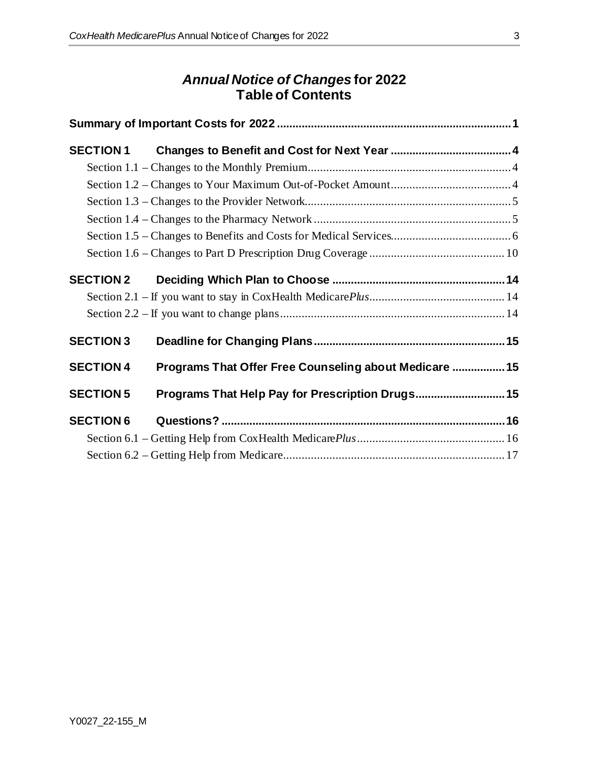# *Annual Notice of Changes* for 2022
# Table of Contents

**Summary of Important Costs for 2022 ........................................................................... 1**

**SECTION 1 Changes to Benefit and Cost for Next Year ....................................... 4**

- Section 1.1 – Changes to the Monthly Premium.................................................................. 4
- Section 1.2 – Changes to Your Maximum Out-of-Pocket Amount....................................... 4
- Section 1.3 – Changes to the Provider Network.................................................................. 5
- Section 1.4 – Changes to the Pharmacy Network ............................................................... 5
- Section 1.5 – Changes to Benefits and Costs for Medical Services....................................... 6
- Section 1.6 – Changes to Part D Prescription Drug Coverage ............................................ 10

**SECTION 2 Deciding Which Plan to Choose ........................................................ 14**

- Section 2.1 – If you want to stay in CoxHealth Medicare*Plus*............................................ 14
- Section 2.2 – If you want to change plans......................................................................... 14

**SECTION 3 Deadline for Changing Plans............................................................. 15**

**SECTION 4 Programs That Offer Free Counseling about Medicare ................. 15**

**SECTION 5 Programs That Help Pay for Prescription Drugs............................. 15**

**SECTION 6 Questions? ........................................................................................... 16**

- Section 6.1 – Getting Help from CoxHealth Medicare*Plus*................................................ 16
- Section 6.2 – Getting Help from Medicare......................................................................... 17

Y0027_22-155_M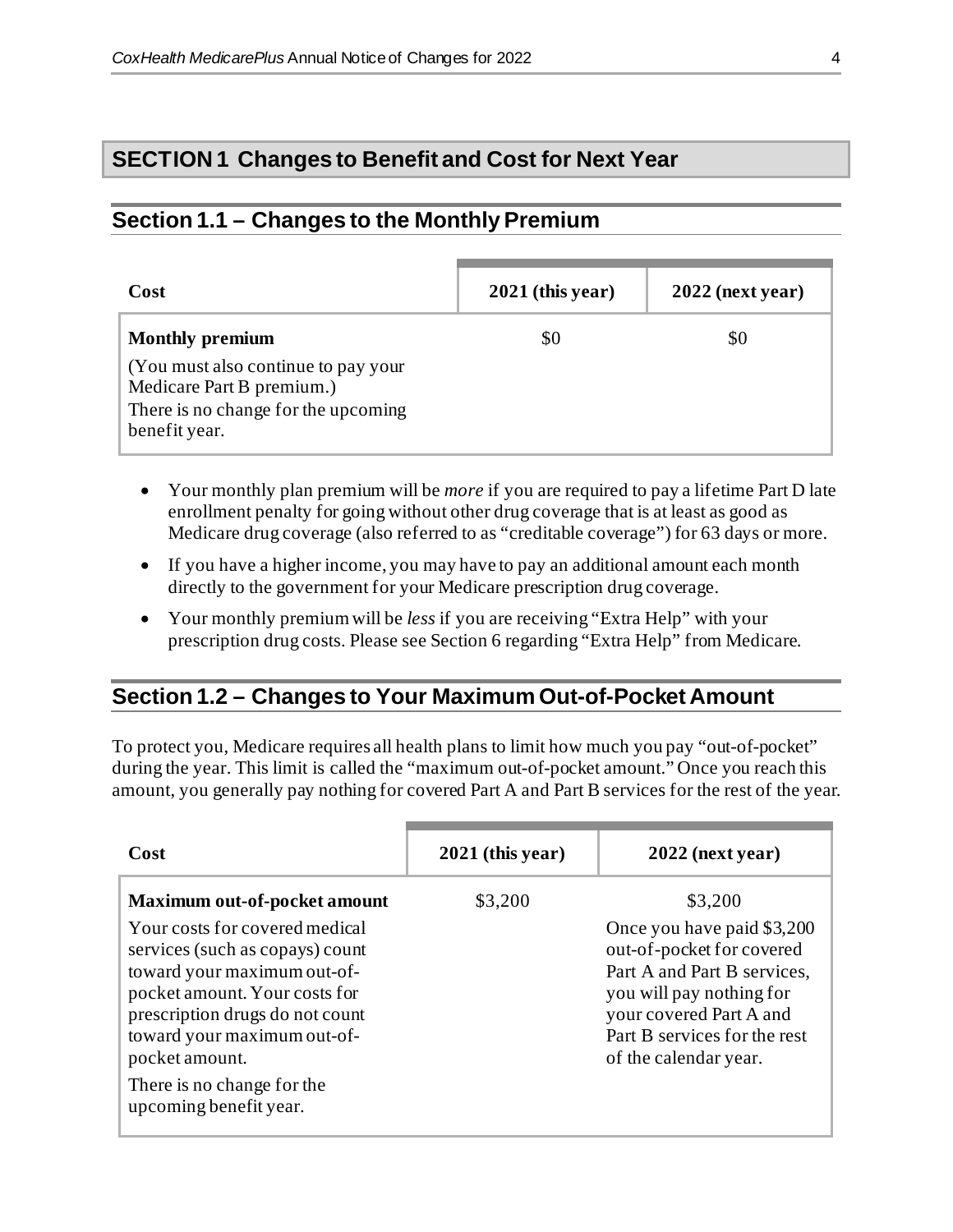## SECTION 1 Changes to Benefit and Cost for Next Year

### Section 1.1 – Changes to the Monthly Premium

| Cost | 2021 (this year) | 2022 (next year) |
|---|---|---|
| **Monthly premium**<br>(You must also continue to pay your Medicare Part B premium.)<br>There is no change for the upcoming benefit year. | $0 | $0 |

- Your monthly plan premium will be *more* if you are required to pay a lifetime Part D late enrollment penalty for going without other drug coverage that is at least as good as Medicare drug coverage (also referred to as "creditable coverage") for 63 days or more.
- If you have a higher income, you may have to pay an additional amount each month directly to the government for your Medicare prescription drug coverage.
- Your monthly premium will be *less* if you are receiving "Extra Help" with your prescription drug costs. Please see Section 6 regarding "Extra Help" from Medicare.

### Section 1.2 – Changes to Your Maximum Out-of-Pocket Amount

To protect you, Medicare requires all health plans to limit how much you pay "out-of-pocket" during the year. This limit is called the "maximum out-of-pocket amount." Once you reach this amount, you generally pay nothing for covered Part A and Part B services for the rest of the year.

| Cost | 2021 (this year) | 2022 (next year) |
|---|---|---|
| **Maximum out-of-pocket amount**<br>Your costs for covered medical services (such as copays) count toward your maximum out-of-pocket amount. Your costs for prescription drugs do not count toward your maximum out-of-pocket amount.<br>There is no change for the upcoming benefit year. | $3,200 | $3,200<br>Once you have paid $3,200 out-of-pocket for covered Part A and Part B services, you will pay nothing for your covered Part A and Part B services for the rest of the calendar year. |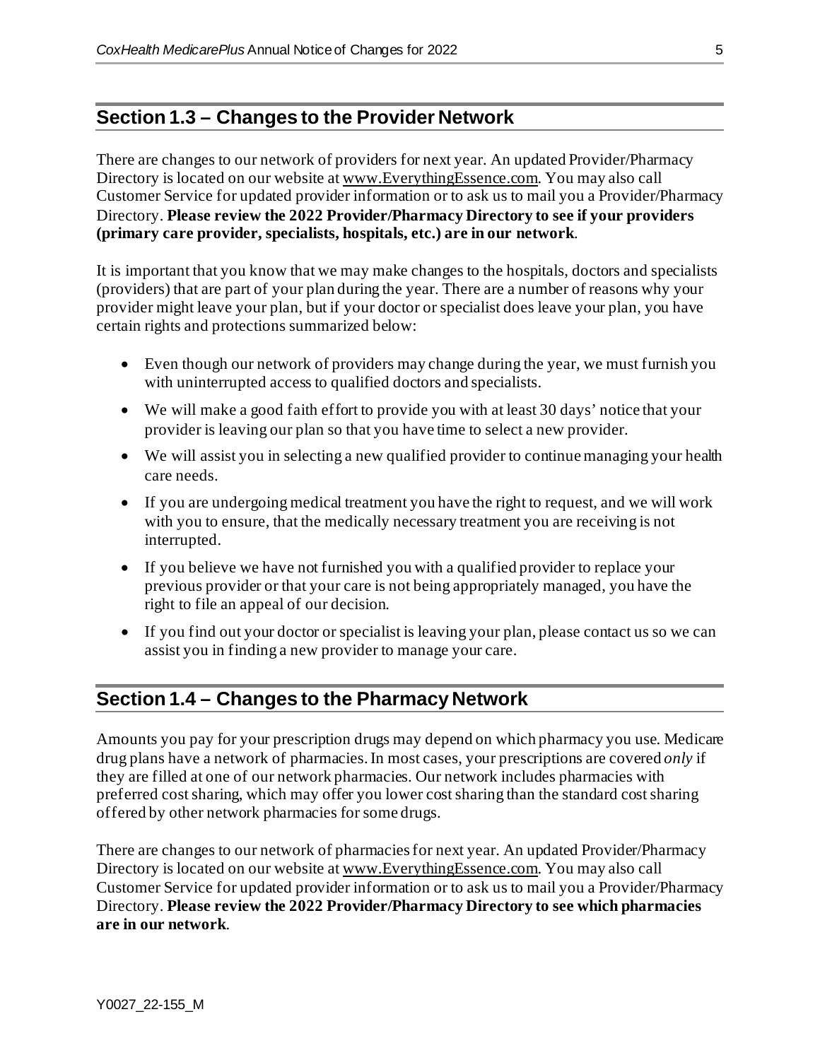## Section 1.3 – Changes to the Provider Network

There are changes to our network of providers for next year. An updated Provider/Pharmacy Directory is located on our website at www.EverythingEssence.com. You may also call Customer Service for updated provider information or to ask us to mail you a Provider/Pharmacy Directory. **Please review the 2022 Provider/Pharmacy Directory to see if your providers (primary care provider, specialists, hospitals, etc.) are in our network**.

It is important that you know that we may make changes to the hospitals, doctors and specialists (providers) that are part of your plan during the year. There are a number of reasons why your provider might leave your plan, but if your doctor or specialist does leave your plan, you have certain rights and protections summarized below:

- Even though our network of providers may change during the year, we must furnish you with uninterrupted access to qualified doctors and specialists.
- We will make a good faith effort to provide you with at least 30 days' notice that your provider is leaving our plan so that you have time to select a new provider.
- We will assist you in selecting a new qualified provider to continue managing your health care needs.
- If you are undergoing medical treatment you have the right to request, and we will work with you to ensure, that the medically necessary treatment you are receiving is not interrupted.
- If you believe we have not furnished you with a qualified provider to replace your previous provider or that your care is not being appropriately managed, you have the right to file an appeal of our decision.
- If you find out your doctor or specialist is leaving your plan, please contact us so we can assist you in finding a new provider to manage your care.

## Section 1.4 – Changes to the Pharmacy Network

Amounts you pay for your prescription drugs may depend on which pharmacy you use. Medicare drug plans have a network of pharmacies. In most cases, your prescriptions are covered *only* if they are filled at one of our network pharmacies. Our network includes pharmacies with preferred cost sharing, which may offer you lower cost sharing than the standard cost sharing offered by other network pharmacies for some drugs.

There are changes to our network of pharmacies for next year. An updated Provider/Pharmacy Directory is located on our website at www.EverythingEssence.com. You may also call Customer Service for updated provider information or to ask us to mail you a Provider/Pharmacy Directory. **Please review the 2022 Provider/Pharmacy Directory to see which pharmacies are in our network**.

Y0027_22-155_M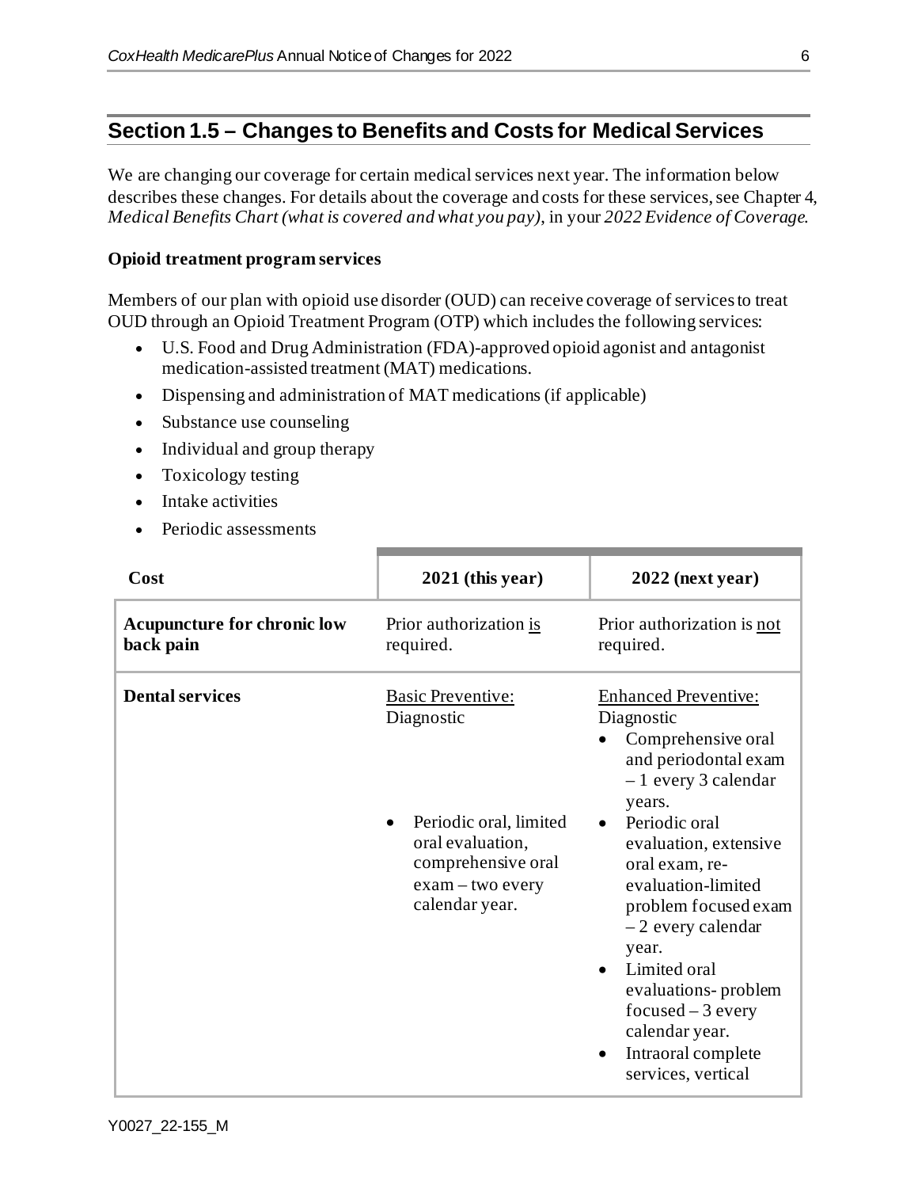## Section 1.5 – Changes to Benefits and Costs for Medical Services

We are changing our coverage for certain medical services next year. The information below describes these changes. For details about the coverage and costs for these services, see Chapter 4, *Medical Benefits Chart (what is covered and what you pay)*, in your *2022 Evidence of Coverage*.

**Opioid treatment program services**

Members of our plan with opioid use disorder (OUD) can receive coverage of services to treat OUD through an Opioid Treatment Program (OTP) which includes the following services:

- U.S. Food and Drug Administration (FDA)-approved opioid agonist and antagonist medication-assisted treatment (MAT) medications.
- Dispensing and administration of MAT medications (if applicable)
- Substance use counseling
- Individual and group therapy
- Toxicology testing
- Intake activities
- Periodic assessments

| Cost | 2021 (this year) | 2022 (next year) |
|---|---|---|
| **Acupuncture for chronic low back pain** | Prior authorization <u>is</u> required. | Prior authorization is <u>not</u> required. |
| **Dental services** | <u>Basic Preventive:</u><br>Diagnostic<br>• Periodic oral, limited oral evaluation, comprehensive oral exam – two every calendar year. | <u>Enhanced Preventive:</u><br>Diagnostic<br>• Comprehensive oral and periodontal exam – 1 every 3 calendar years.<br>• Periodic oral evaluation, extensive oral exam, re-evaluation-limited problem focused exam – 2 every calendar year.<br>• Limited oral evaluations- problem focused – 3 every calendar year.<br>• Intraoral complete services, vertical |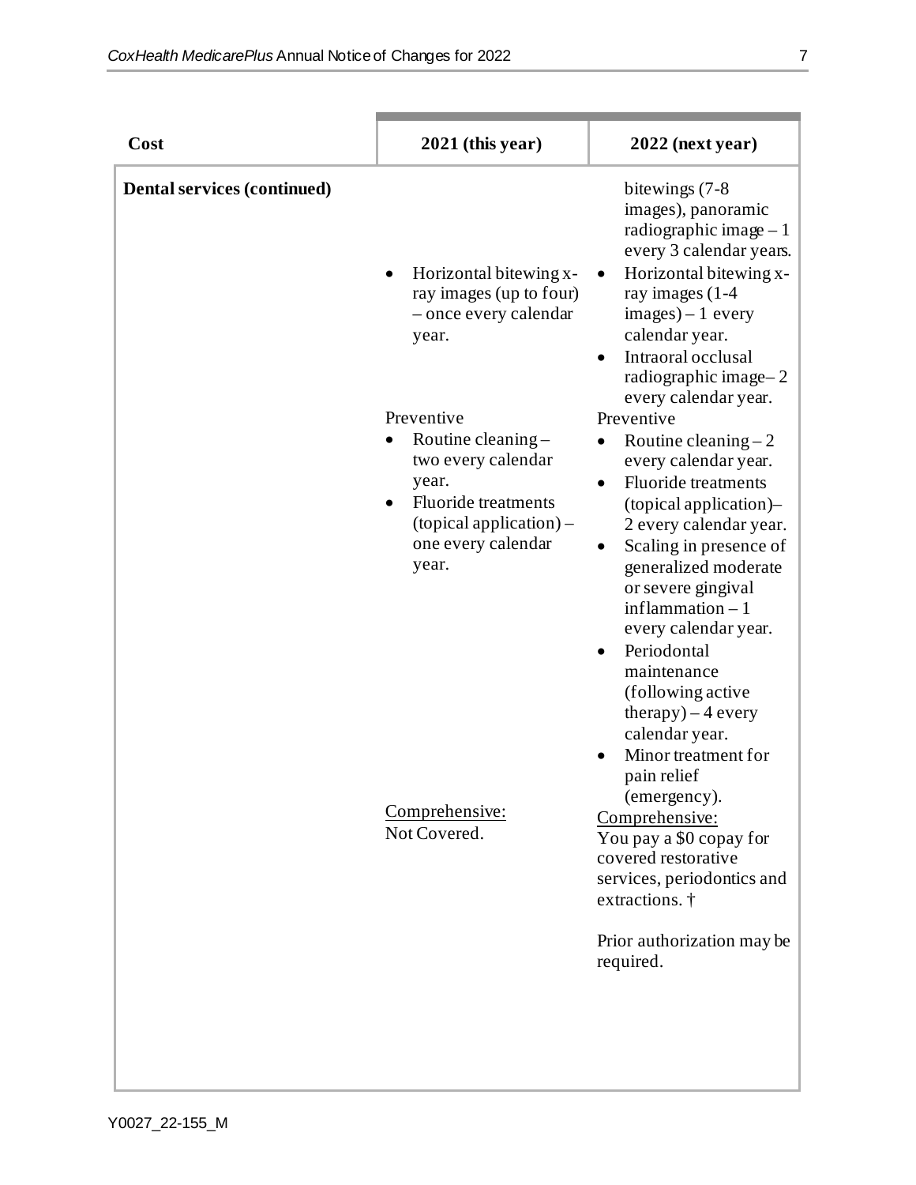| Cost | 2021 (this year) | 2022 (next year) |
|---|---|---|
| **Dental services (continued)** | <br>• Horizontal bitewing x-ray images (up to four) – once every calendar year.<br><br>Preventive<br>• Routine cleaning – two every calendar year.<br>• Fluoride treatments (topical application) – one every calendar year.<br><br><u>Comprehensive:</u><br>Not Covered. | bitewings (7-8 images), panoramic radiographic image – 1 every 3 calendar years.<br>• Horizontal bitewing x-ray images (1-4 images) – 1 every calendar year.<br>• Intraoral occlusal radiographic image– 2 every calendar year.<br><br>Preventive<br>• Routine cleaning – 2 every calendar year.<br>• Fluoride treatments (topical application)– 2 every calendar year.<br>• Scaling in presence of generalized moderate or severe gingival inflammation – 1 every calendar year.<br>• Periodontal maintenance (following active therapy) – 4 every calendar year.<br>• Minor treatment for pain relief (emergency).<br><br><u>Comprehensive:</u><br>You pay a $0 copay for covered restorative services, periodontics and extractions. †<br><br>Prior authorization may be required. |

Y0027_22-155_M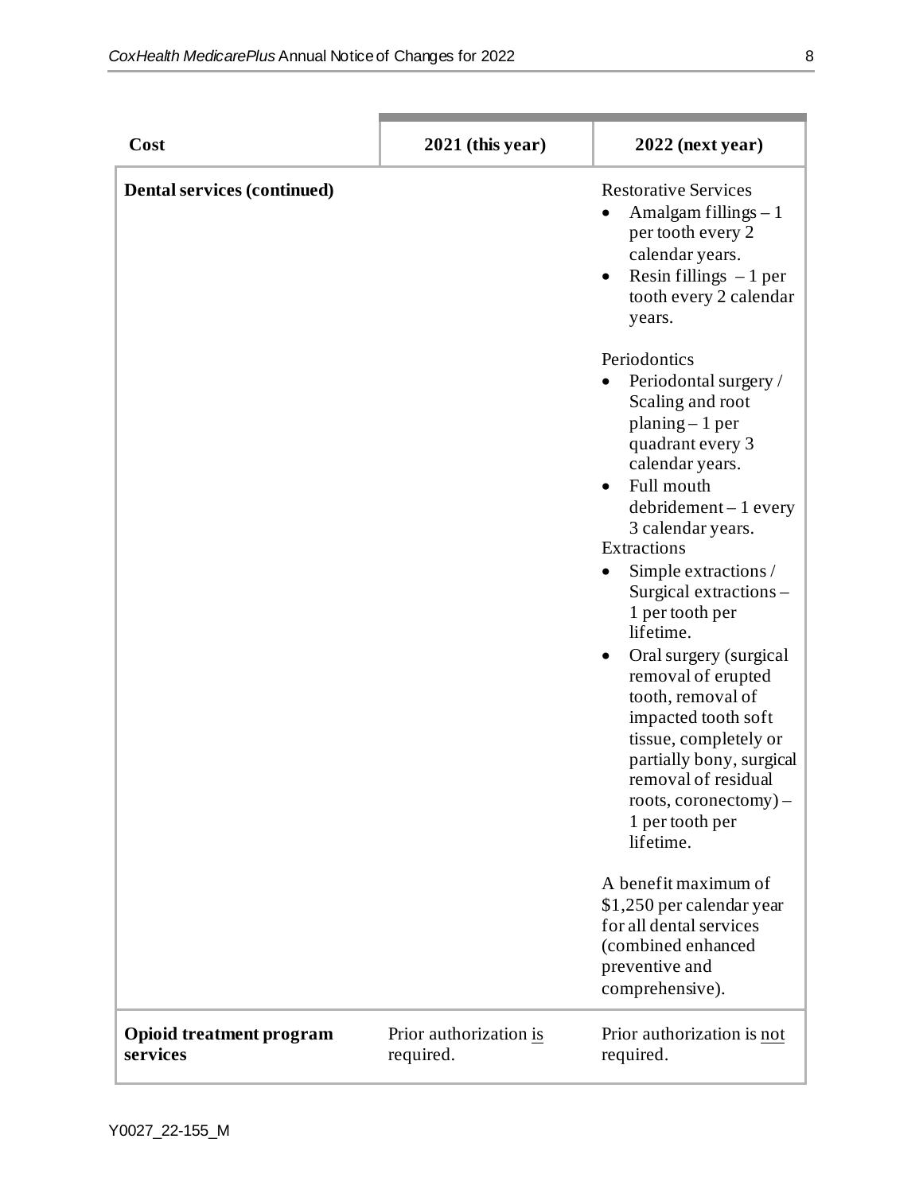| Cost | 2021 (this year) | 2022 (next year) |
|---|---|---|
| **Dental services (continued)** | | Restorative Services<br>• Amalgam fillings – 1 per tooth every 2 calendar years.<br>• Resin fillings – 1 per tooth every 2 calendar years.<br><br>Periodontics<br>• Periodontal surgery / Scaling and root planing – 1 per quadrant every 3 calendar years.<br>• Full mouth debridement – 1 every 3 calendar years.<br>Extractions<br>• Simple extractions / Surgical extractions – 1 per tooth per lifetime.<br>• Oral surgery (surgical removal of erupted tooth, removal of impacted tooth soft tissue, completely or partially bony, surgical removal of residual roots, coronectomy) – 1 per tooth per lifetime.<br><br>A benefit maximum of $1,250 per calendar year for all dental services (combined enhanced preventive and comprehensive). |
| **Opioid treatment program services** | Prior authorization <u>is</u> required. | Prior authorization is <u>not</u> required. |

Y0027_22-155_M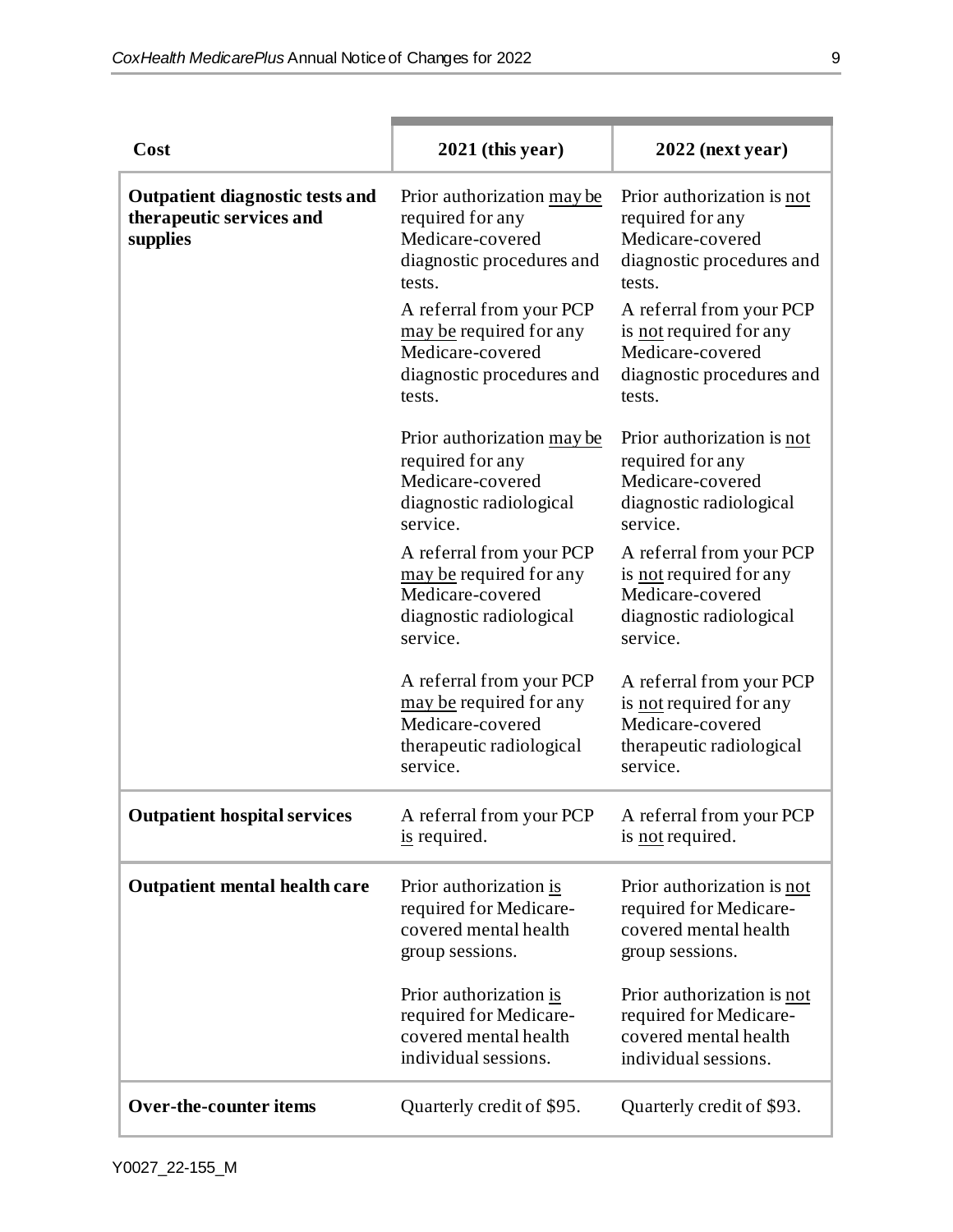| Cost | 2021 (this year) | 2022 (next year) |
|---|---|---|
| **Outpatient diagnostic tests and therapeutic services and supplies** | Prior authorization <u>may be</u> required for any Medicare-covered diagnostic procedures and tests.<br><br>A referral from your PCP <u>may be</u> required for any Medicare-covered diagnostic procedures and tests.<br><br>Prior authorization <u>may be</u> required for any Medicare-covered diagnostic radiological service.<br><br>A referral from your PCP <u>may be</u> required for any Medicare-covered diagnostic radiological service.<br><br>A referral from your PCP <u>may be</u> required for any Medicare-covered therapeutic radiological service. | Prior authorization is <u>not</u> required for any Medicare-covered diagnostic procedures and tests.<br><br>A referral from your PCP is <u>not</u> required for any Medicare-covered diagnostic procedures and tests.<br><br>Prior authorization is <u>not</u> required for any Medicare-covered diagnostic radiological service.<br><br>A referral from your PCP is <u>not</u> required for any Medicare-covered diagnostic radiological service.<br><br>A referral from your PCP is <u>not</u> required for any Medicare-covered therapeutic radiological service. |
| **Outpatient hospital services** | A referral from your PCP <u>is</u> required. | A referral from your PCP is <u>not</u> required. |
| **Outpatient mental health care** | Prior authorization <u>is</u> required for Medicare-covered mental health group sessions.<br><br>Prior authorization <u>is</u> required for Medicare-covered mental health individual sessions. | Prior authorization is <u>not</u> required for Medicare-covered mental health group sessions.<br><br>Prior authorization is <u>not</u> required for Medicare-covered mental health individual sessions. |
| **Over-the-counter items** | Quarterly credit of $95. | Quarterly credit of $93. |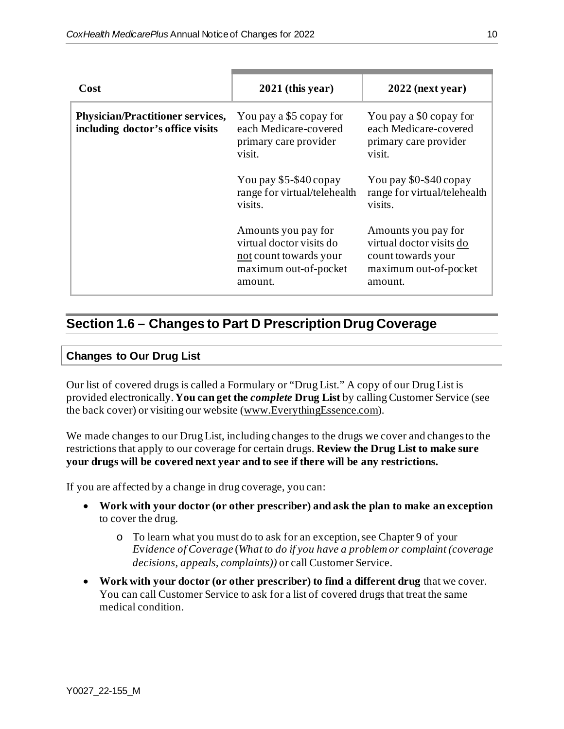| Cost | 2021 (this year) | 2022 (next year) |
|---|---|---|
| **Physician/Practitioner services, including doctor's office visits** | You pay a $5 copay for each Medicare-covered primary care provider visit.<br><br>You pay $5-$40 copay range for virtual/telehealth visits.<br><br>Amounts you pay for virtual doctor visits do <u>not</u> count towards your maximum out-of-pocket amount. | You pay a $0 copay for each Medicare-covered primary care provider visit.<br><br>You pay $0-$40 copay range for virtual/telehealth visits.<br><br>Amounts you pay for virtual doctor visits <u>do</u> count towards your maximum out-of-pocket amount. |

## Section 1.6 – Changes to Part D Prescription Drug Coverage

### Changes to Our Drug List

Our list of covered drugs is called a Formulary or "Drug List." A copy of our Drug List is provided electronically. **You can get the *complete* Drug List** by calling Customer Service (see the back cover) or visiting our website (www.EverythingEssence.com).

We made changes to our Drug List, including changes to the drugs we cover and changes to the restrictions that apply to our coverage for certain drugs. **Review the Drug List to make sure your drugs will be covered next year and to see if there will be any restrictions.**

If you are affected by a change in drug coverage, you can:

- **Work with your doctor (or other prescriber) and ask the plan to make an exception** to cover the drug.
  - To learn what you must do to ask for an exception, see Chapter 9 of your *Evidence of Coverage* (*What to do if you have a problem or complaint (coverage decisions, appeals, complaints))* or call Customer Service.
- **Work with your doctor (or other prescriber) to find a different drug** that we cover. You can call Customer Service to ask for a list of covered drugs that treat the same medical condition.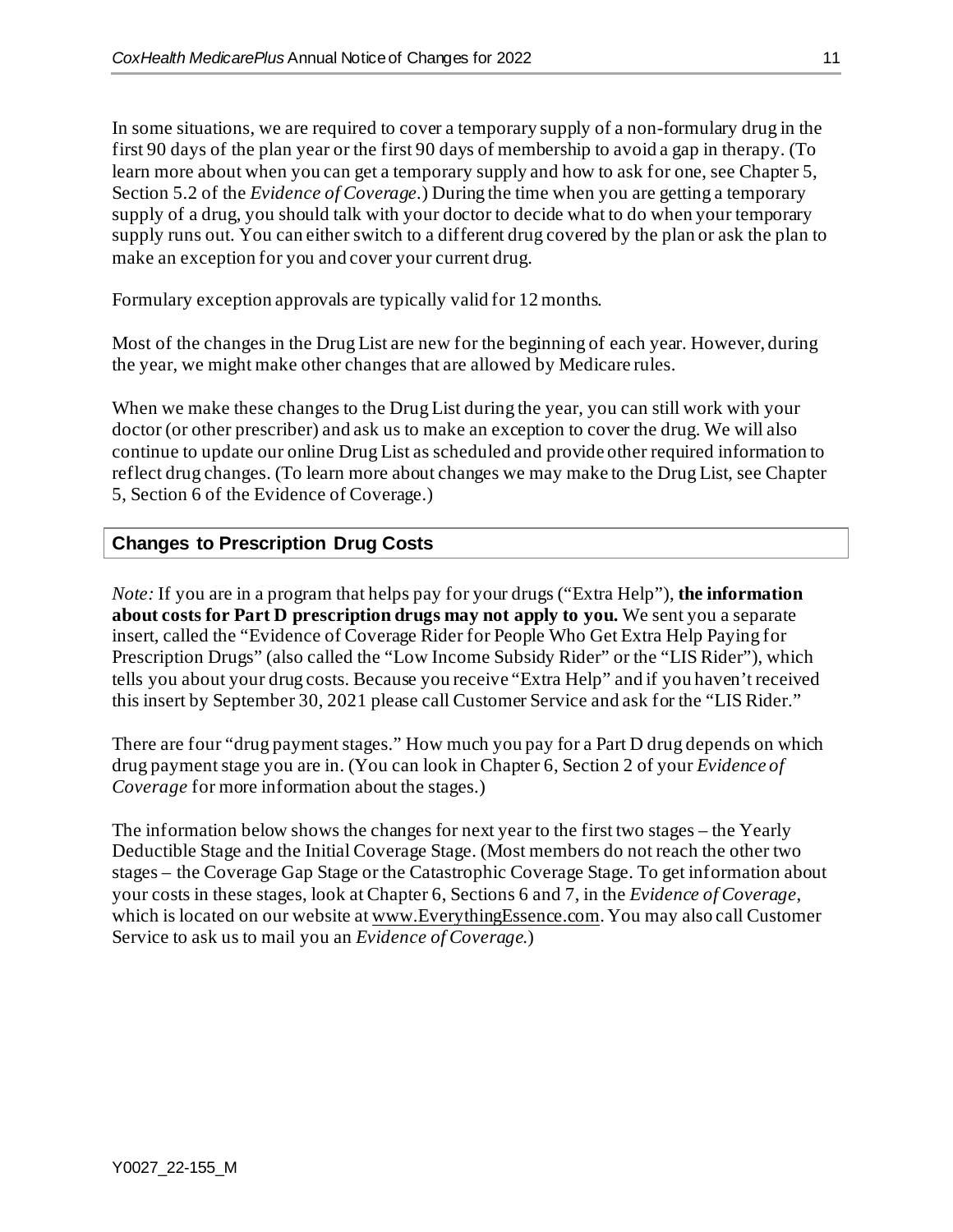In some situations, we are required to cover a temporary supply of a non-formulary drug in the first 90 days of the plan year or the first 90 days of membership to avoid a gap in therapy. (To learn more about when you can get a temporary supply and how to ask for one, see Chapter 5, Section 5.2 of the *Evidence of Coverage*.) During the time when you are getting a temporary supply of a drug, you should talk with your doctor to decide what to do when your temporary supply runs out. You can either switch to a different drug covered by the plan or ask the plan to make an exception for you and cover your current drug.

Formulary exception approvals are typically valid for 12 months.

Most of the changes in the Drug List are new for the beginning of each year. However, during the year, we might make other changes that are allowed by Medicare rules.

When we make these changes to the Drug List during the year, you can still work with your doctor (or other prescriber) and ask us to make an exception to cover the drug. We will also continue to update our online Drug List as scheduled and provide other required information to reflect drug changes. (To learn more about changes we may make to the Drug List, see Chapter 5, Section 6 of the Evidence of Coverage.)

## Changes to Prescription Drug Costs

*Note:* If you are in a program that helps pay for your drugs ("Extra Help"), **the information about costs for Part D prescription drugs may not apply to you.** We sent you a separate insert, called the "Evidence of Coverage Rider for People Who Get Extra Help Paying for Prescription Drugs" (also called the "Low Income Subsidy Rider" or the "LIS Rider"), which tells you about your drug costs. Because you receive "Extra Help" and if you haven't received this insert by September 30, 2021 please call Customer Service and ask for the "LIS Rider."

There are four "drug payment stages." How much you pay for a Part D drug depends on which drug payment stage you are in. (You can look in Chapter 6, Section 2 of your *Evidence of Coverage* for more information about the stages.)

The information below shows the changes for next year to the first two stages – the Yearly Deductible Stage and the Initial Coverage Stage. (Most members do not reach the other two stages – the Coverage Gap Stage or the Catastrophic Coverage Stage. To get information about your costs in these stages, look at Chapter 6, Sections 6 and 7, in the *Evidence of Coverage*, which is located on our website at www.EverythingEssence.com. You may also call Customer Service to ask us to mail you an *Evidence of Coverage*.)

Y0027_22-155_M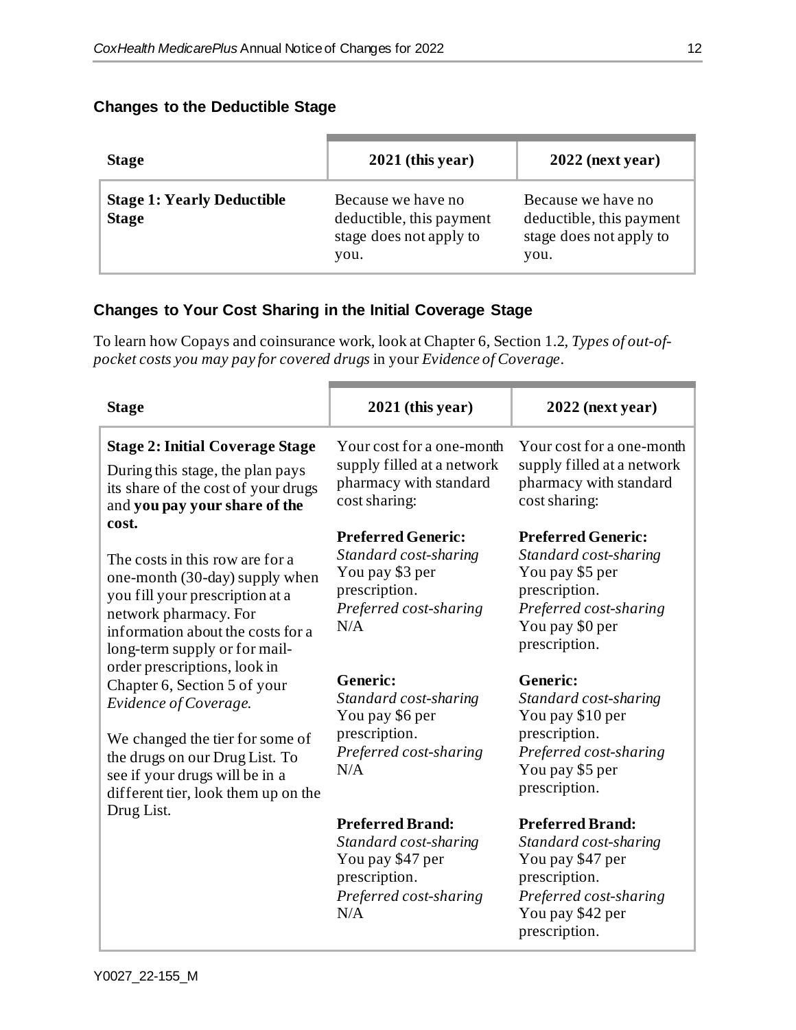### Changes to the Deductible Stage

| Stage | 2021 (this year) | 2022 (next year) |
|---|---|---|
| **Stage 1: Yearly Deductible Stage** | Because we have no deductible, this payment stage does not apply to you. | Because we have no deductible, this payment stage does not apply to you. |

### Changes to Your Cost Sharing in the Initial Coverage Stage

To learn how Copays and coinsurance work, look at Chapter 6, Section 1.2, *Types of out-of-pocket costs you may pay for covered drugs* in your *Evidence of Coverage*.

| Stage | 2021 (this year) | 2022 (next year) |
|---|---|---|
| **Stage 2: Initial Coverage Stage**<br>During this stage, the plan pays its share of the cost of your drugs and **you pay your share of the cost.**<br><br>The costs in this row are for a one-month (30-day) supply when you fill your prescription at a network pharmacy. For information about the costs for a long-term supply or for mail-order prescriptions, look in Chapter 6, Section 5 of your *Evidence of Coverage*.<br><br>We changed the tier for some of the drugs on our Drug List. To see if your drugs will be in a different tier, look them up on the Drug List. | Your cost for a one-month supply filled at a network pharmacy with standard cost sharing:<br><br>**Preferred Generic:**<br>*Standard cost-sharing*<br>You pay $3 per prescription.<br>*Preferred cost-sharing*<br>N/A<br><br>**Generic:**<br>*Standard cost-sharing*<br>You pay $6 per prescription.<br>*Preferred cost-sharing*<br>N/A<br><br>**Preferred Brand:**<br>*Standard cost-sharing*<br>You pay $47 per prescription.<br>*Preferred cost-sharing*<br>N/A | Your cost for a one-month supply filled at a network pharmacy with standard cost sharing:<br><br>**Preferred Generic:**<br>*Standard cost-sharing*<br>You pay $5 per prescription.<br>*Preferred cost-sharing*<br>You pay $0 per prescription.<br><br>**Generic:**<br>*Standard cost-sharing*<br>You pay $10 per prescription.<br>*Preferred cost-sharing*<br>You pay $5 per prescription.<br><br>**Preferred Brand:**<br>*Standard cost-sharing*<br>You pay $47 per prescription.<br>*Preferred cost-sharing*<br>You pay $42 per prescription. |

Y0027_22-155_M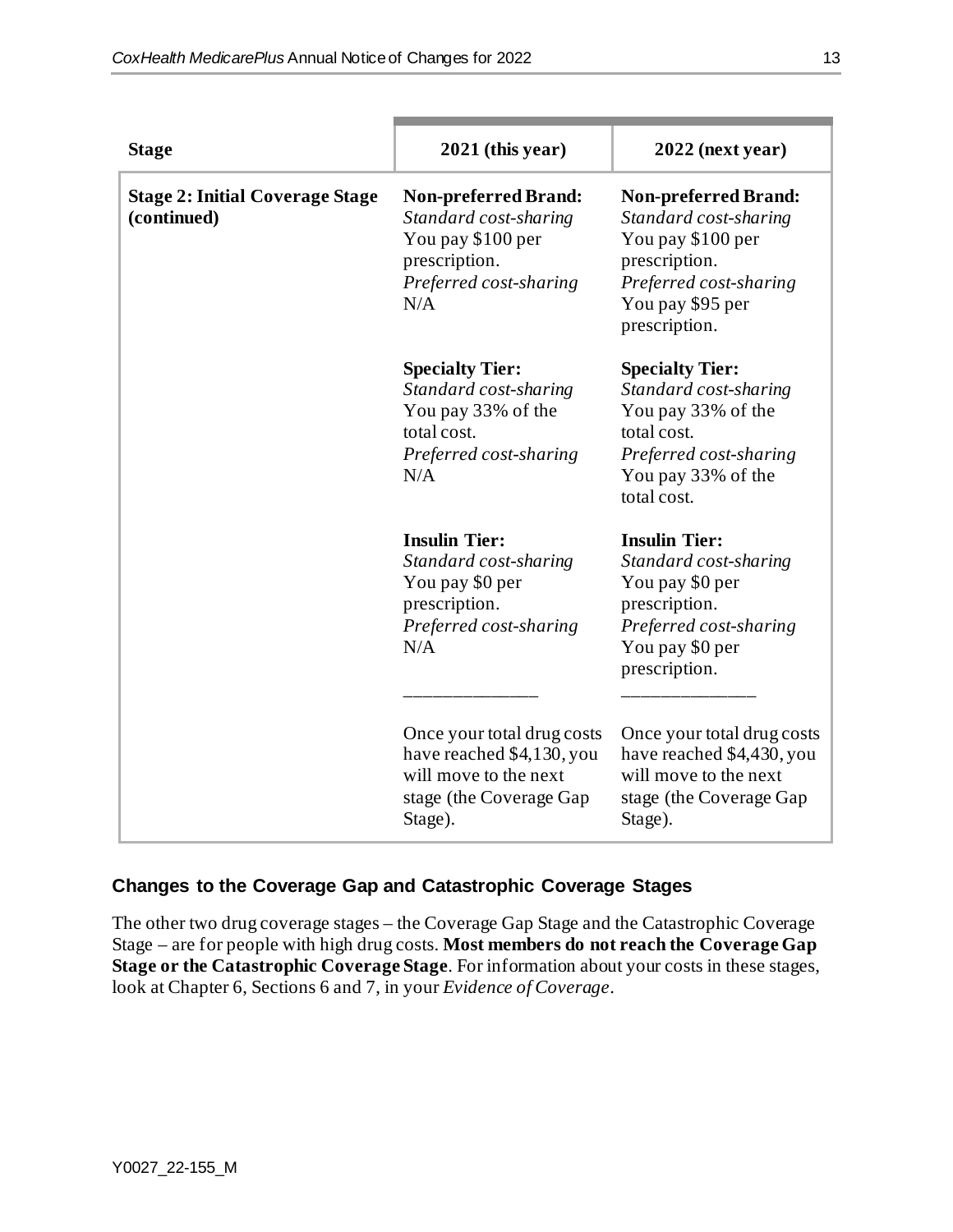| Stage | 2021 (this year) | 2022 (next year) |
|---|---|---|
| **Stage 2: Initial Coverage Stage (continued)** | **Non-preferred Brand:**<br>*Standard cost-sharing*<br>You pay $100 per prescription.<br>*Preferred cost-sharing*<br>N/A<br><br>**Specialty Tier:**<br>*Standard cost-sharing*<br>You pay 33% of the total cost.<br>*Preferred cost-sharing*<br>N/A<br><br>**Insulin Tier:**<br>*Standard cost-sharing*<br>You pay $0 per prescription.<br>*Preferred cost-sharing*<br>N/A<br>______________<br>Once your total drug costs have reached $4,130, you will move to the next stage (the Coverage Gap Stage). | **Non-preferred Brand:**<br>*Standard cost-sharing*<br>You pay $100 per prescription.<br>*Preferred cost-sharing*<br>You pay $95 per prescription.<br><br>**Specialty Tier:**<br>*Standard cost-sharing*<br>You pay 33% of the total cost.<br>*Preferred cost-sharing*<br>You pay 33% of the total cost.<br><br>**Insulin Tier:**<br>*Standard cost-sharing*<br>You pay $0 per prescription.<br>*Preferred cost-sharing*<br>You pay $0 per prescription.<br>______________<br>Once your total drug costs have reached $4,430, you will move to the next stage (the Coverage Gap Stage). |

### Changes to the Coverage Gap and Catastrophic Coverage Stages

The other two drug coverage stages – the Coverage Gap Stage and the Catastrophic Coverage Stage – are for people with high drug costs. **Most members do not reach the Coverage Gap Stage or the Catastrophic Coverage Stage**. For information about your costs in these stages, look at Chapter 6, Sections 6 and 7, in your *Evidence of Coverage*.

Y0027_22-155_M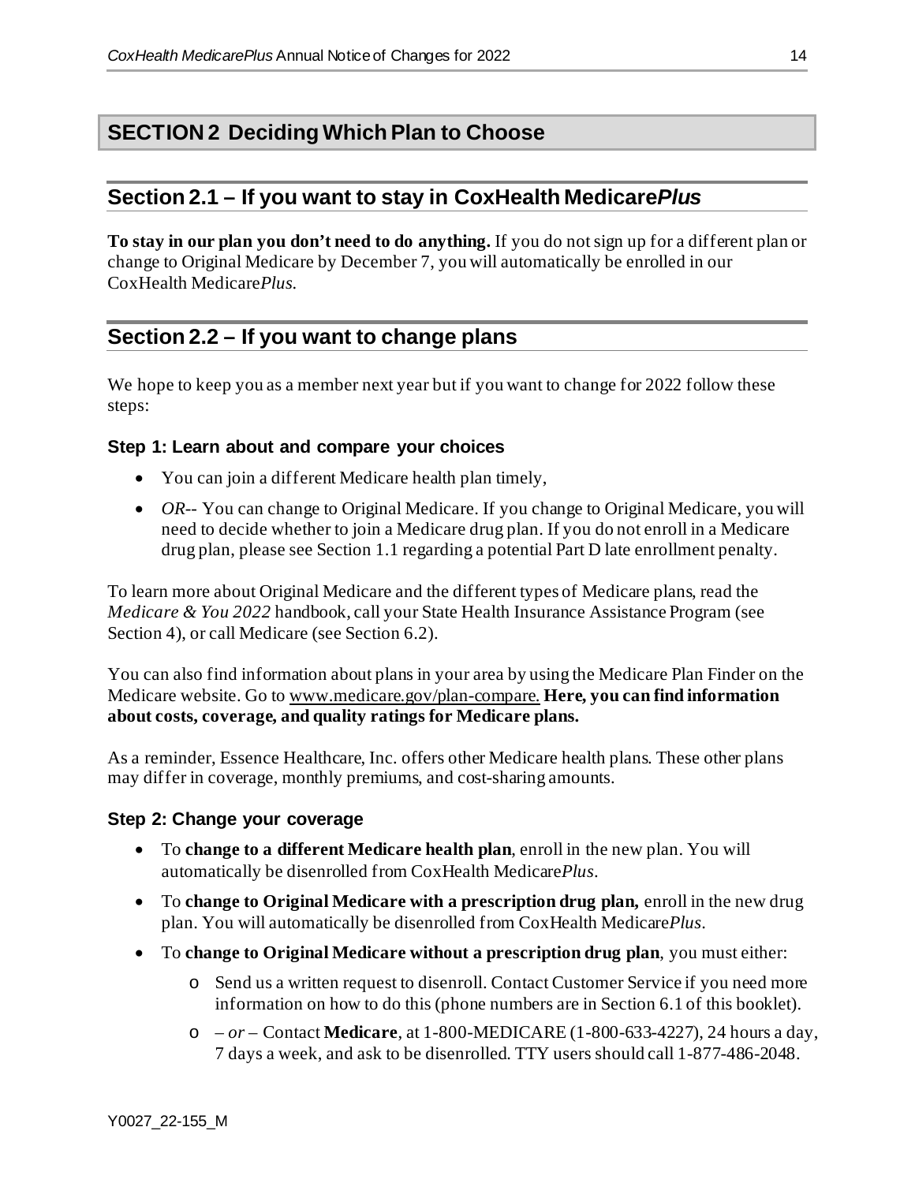## SECTION 2 Deciding Which Plan to Choose

### Section 2.1 – If you want to stay in CoxHealth Medicare*Plus*

**To stay in our plan you don't need to do anything.** If you do not sign up for a different plan or change to Original Medicare by December 7, you will automatically be enrolled in our CoxHealth Medicare*Plus*.

### Section 2.2 – If you want to change plans

We hope to keep you as a member next year but if you want to change for 2022 follow these steps:

#### Step 1: Learn about and compare your choices

- You can join a different Medicare health plan timely,
- *OR*-- You can change to Original Medicare. If you change to Original Medicare, you will need to decide whether to join a Medicare drug plan. If you do not enroll in a Medicare drug plan, please see Section 1.1 regarding a potential Part D late enrollment penalty.

To learn more about Original Medicare and the different types of Medicare plans, read the *Medicare & You 2022* handbook, call your State Health Insurance Assistance Program (see Section 4), or call Medicare (see Section 6.2).

You can also find information about plans in your area by using the Medicare Plan Finder on the Medicare website. Go to www.medicare.gov/plan-compare. **Here, you can find information about costs, coverage, and quality ratings for Medicare plans.**

As a reminder, Essence Healthcare, Inc. offers other Medicare health plans. These other plans may differ in coverage, monthly premiums, and cost-sharing amounts.

#### Step 2: Change your coverage

- To **change to a different Medicare health plan**, enroll in the new plan. You will automatically be disenrolled from CoxHealth Medicare*Plus*.
- To **change to Original Medicare with a prescription drug plan,** enroll in the new drug plan. You will automatically be disenrolled from CoxHealth Medicare*Plus*.
- To **change to Original Medicare without a prescription drug plan**, you must either:
  - Send us a written request to disenroll. Contact Customer Service if you need more information on how to do this (phone numbers are in Section 6.1 of this booklet).
  - *– or –* Contact **Medicare**, at 1-800-MEDICARE (1-800-633-4227), 24 hours a day, 7 days a week, and ask to be disenrolled. TTY users should call 1-877-486-2048.

Y0027_22-155_M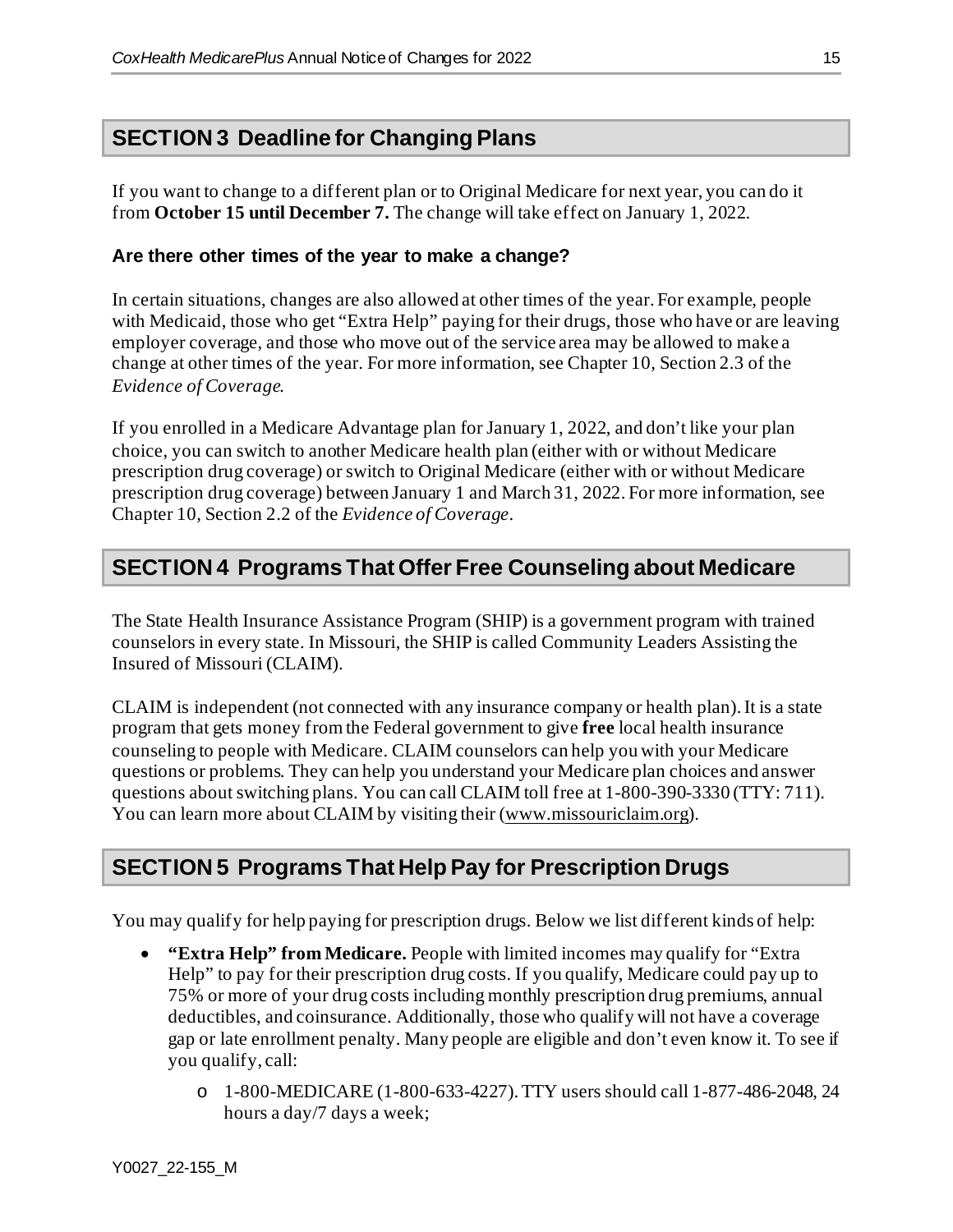## SECTION 3 Deadline for Changing Plans

If you want to change to a different plan or to Original Medicare for next year, you can do it from **October 15 until December 7.** The change will take effect on January 1, 2022.

### Are there other times of the year to make a change?

In certain situations, changes are also allowed at other times of the year. For example, people with Medicaid, those who get "Extra Help" paying for their drugs, those who have or are leaving employer coverage, and those who move out of the service area may be allowed to make a change at other times of the year. For more information, see Chapter 10, Section 2.3 of the *Evidence of Coverage*.

If you enrolled in a Medicare Advantage plan for January 1, 2022, and don't like your plan choice, you can switch to another Medicare health plan (either with or without Medicare prescription drug coverage) or switch to Original Medicare (either with or without Medicare prescription drug coverage) between January 1 and March 31, 2022. For more information, see Chapter 10, Section 2.2 of the *Evidence of Coverage*.

## SECTION 4 Programs That Offer Free Counseling about Medicare

The State Health Insurance Assistance Program (SHIP) is a government program with trained counselors in every state. In Missouri, the SHIP is called Community Leaders Assisting the Insured of Missouri (CLAIM).

CLAIM is independent (not connected with any insurance company or health plan). It is a state program that gets money from the Federal government to give **free** local health insurance counseling to people with Medicare. CLAIM counselors can help you with your Medicare questions or problems. They can help you understand your Medicare plan choices and answer questions about switching plans. You can call CLAIM toll free at 1-800-390-3330 (TTY: 711). You can learn more about CLAIM by visiting their (www.missouriclaim.org).

## SECTION 5 Programs That Help Pay for Prescription Drugs

You may qualify for help paying for prescription drugs. Below we list different kinds of help:

- **"Extra Help" from Medicare.** People with limited incomes may qualify for "Extra Help" to pay for their prescription drug costs. If you qualify, Medicare could pay up to 75% or more of your drug costs including monthly prescription drug premiums, annual deductibles, and coinsurance. Additionally, those who qualify will not have a coverage gap or late enrollment penalty. Many people are eligible and don't even know it. To see if you qualify, call:
  - 1-800-MEDICARE (1-800-633-4227). TTY users should call 1-877-486-2048, 24 hours a day/7 days a week;

Y0027_22-155_M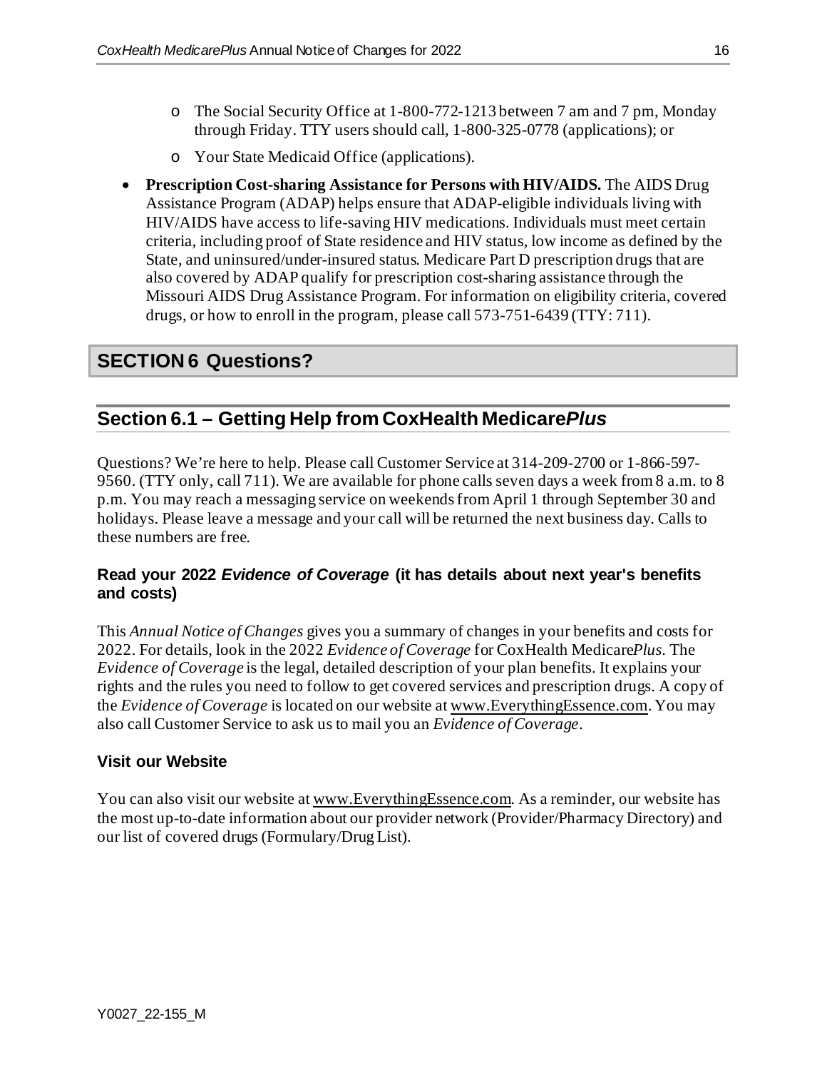- The Social Security Office at 1-800-772-1213 between 7 am and 7 pm, Monday through Friday. TTY users should call, 1-800-325-0778 (applications); or
  - Your State Medicaid Office (applications).

- **Prescription Cost-sharing Assistance for Persons with HIV/AIDS.** The AIDS Drug Assistance Program (ADAP) helps ensure that ADAP-eligible individuals living with HIV/AIDS have access to life-saving HIV medications. Individuals must meet certain criteria, including proof of State residence and HIV status, low income as defined by the State, and uninsured/under-insured status. Medicare Part D prescription drugs that are also covered by ADAP qualify for prescription cost-sharing assistance through the Missouri AIDS Drug Assistance Program. For information on eligibility criteria, covered drugs, or how to enroll in the program, please call 573-751-6439 (TTY: 711).

# SECTION 6 Questions?

## Section 6.1 – Getting Help from CoxHealth Medicare*Plus*

Questions? We're here to help. Please call Customer Service at 314-209-2700 or 1-866-597-9560. (TTY only, call 711). We are available for phone calls seven days a week from 8 a.m. to 8 p.m. You may reach a messaging service on weekends from April 1 through September 30 and holidays. Please leave a message and your call will be returned the next business day. Calls to these numbers are free.

### Read your 2022 *Evidence of Coverage* (it has details about next year's benefits and costs)

This *Annual Notice of Changes* gives you a summary of changes in your benefits and costs for 2022. For details, look in the 2022 *Evidence of Coverage* for CoxHealth Medicare*Plus*. The *Evidence of Coverage* is the legal, detailed description of your plan benefits. It explains your rights and the rules you need to follow to get covered services and prescription drugs. A copy of the *Evidence of Coverage* is located on our website at www.EverythingEssence.com. You may also call Customer Service to ask us to mail you an *Evidence of Coverage*.

### Visit our Website

You can also visit our website at www.EverythingEssence.com. As a reminder, our website has the most up-to-date information about our provider network (Provider/Pharmacy Directory) and our list of covered drugs (Formulary/Drug List).

Y0027_22-155_M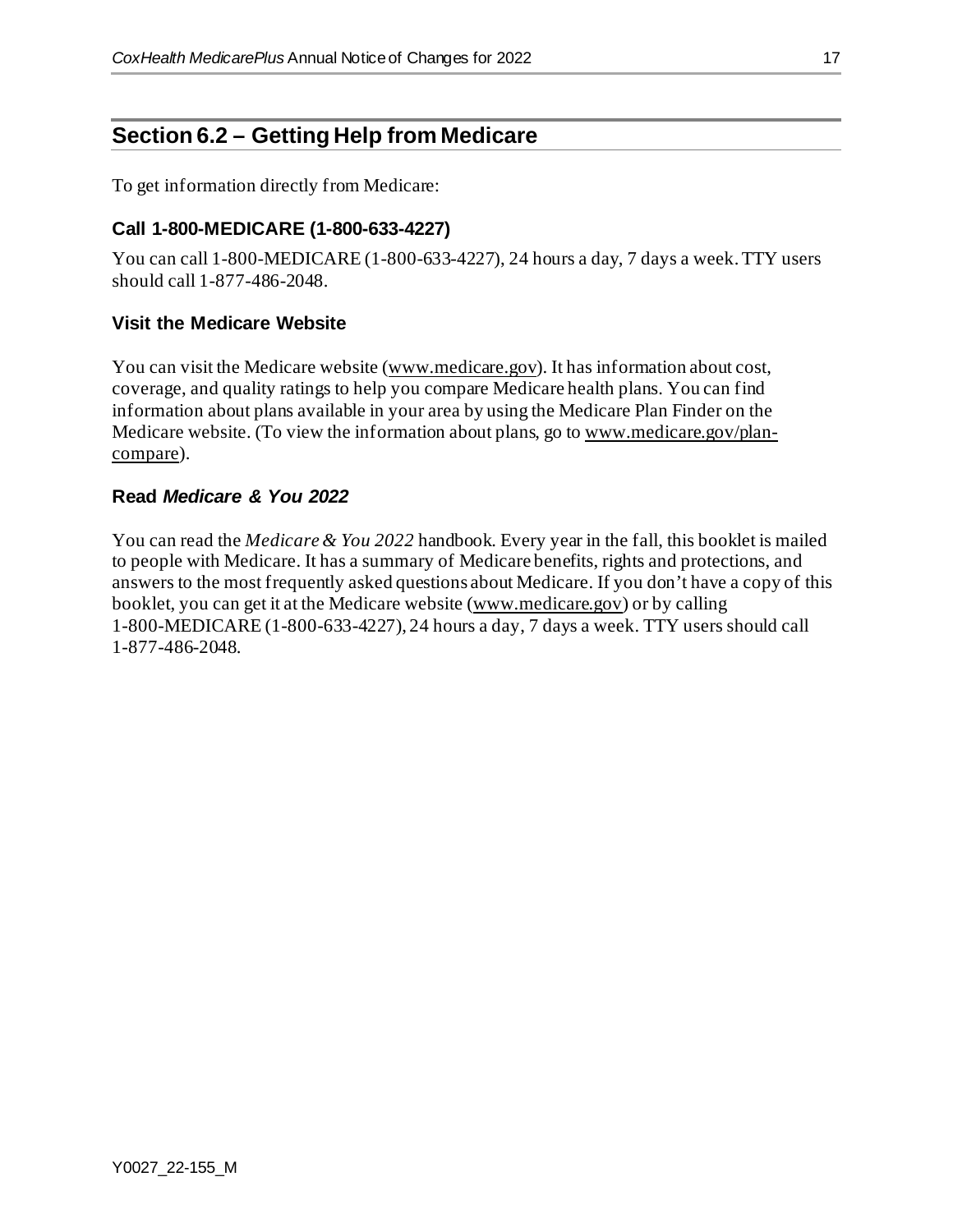## Section 6.2 – Getting Help from Medicare

To get information directly from Medicare:

### Call 1-800-MEDICARE (1-800-633-4227)

You can call 1-800-MEDICARE (1-800-633-4227), 24 hours a day, 7 days a week. TTY users should call 1-877-486-2048.

### Visit the Medicare Website

You can visit the Medicare website (www.medicare.gov). It has information about cost, coverage, and quality ratings to help you compare Medicare health plans. You can find information about plans available in your area by using the Medicare Plan Finder on the Medicare website. (To view the information about plans, go to www.medicare.gov/plan-compare).

### Read *Medicare & You 2022*

You can read the *Medicare & You 2022* handbook. Every year in the fall, this booklet is mailed to people with Medicare. It has a summary of Medicare benefits, rights and protections, and answers to the most frequently asked questions about Medicare. If you don't have a copy of this booklet, you can get it at the Medicare website (www.medicare.gov) or by calling 1-800-MEDICARE (1-800-633-4227), 24 hours a day, 7 days a week. TTY users should call 1-877-486-2048.

Y0027_22-155_M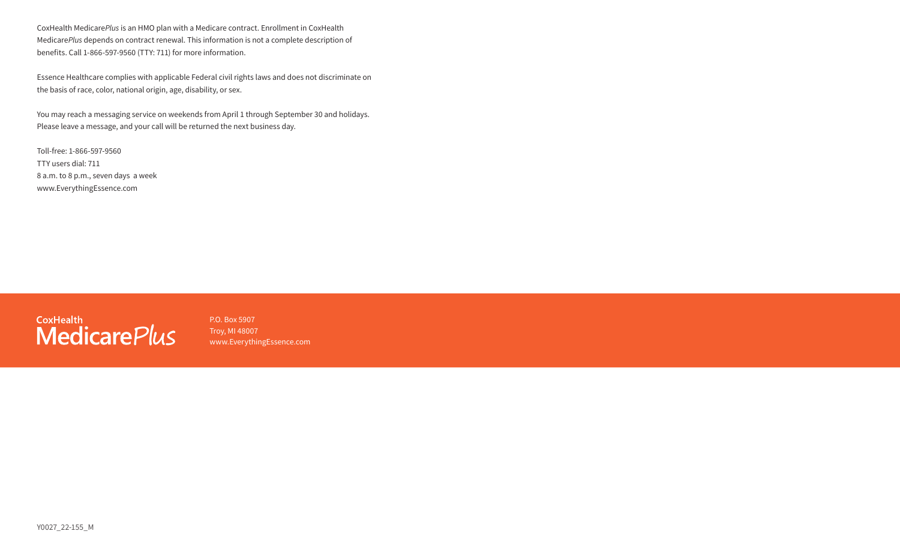CoxHealth Medicare*Plus* is an HMO plan with a Medicare contract. Enrollment in CoxHealth Medicare*Plus* depends on contract renewal. This information is not a complete description of benefits. Call 1-866-597-9560 (TTY: 711) for more information.

Essence Healthcare complies with applicable Federal civil rights laws and does not discriminate on the basis of race, color, national origin, age, disability, or sex.

You may reach a messaging service on weekends from April 1 through September 30 and holidays. Please leave a message, and your call will be returned the next business day.

Toll-free: 1-866-597-9560
TTY users dial: 711
8 a.m. to 8 p.m., seven days a week
www.EverythingEssence.com

CoxHealth Medicare*Plus*

P.O. Box 5907
Troy, MI 48007
www.EverythingEssence.com

Y0027_22-155_M